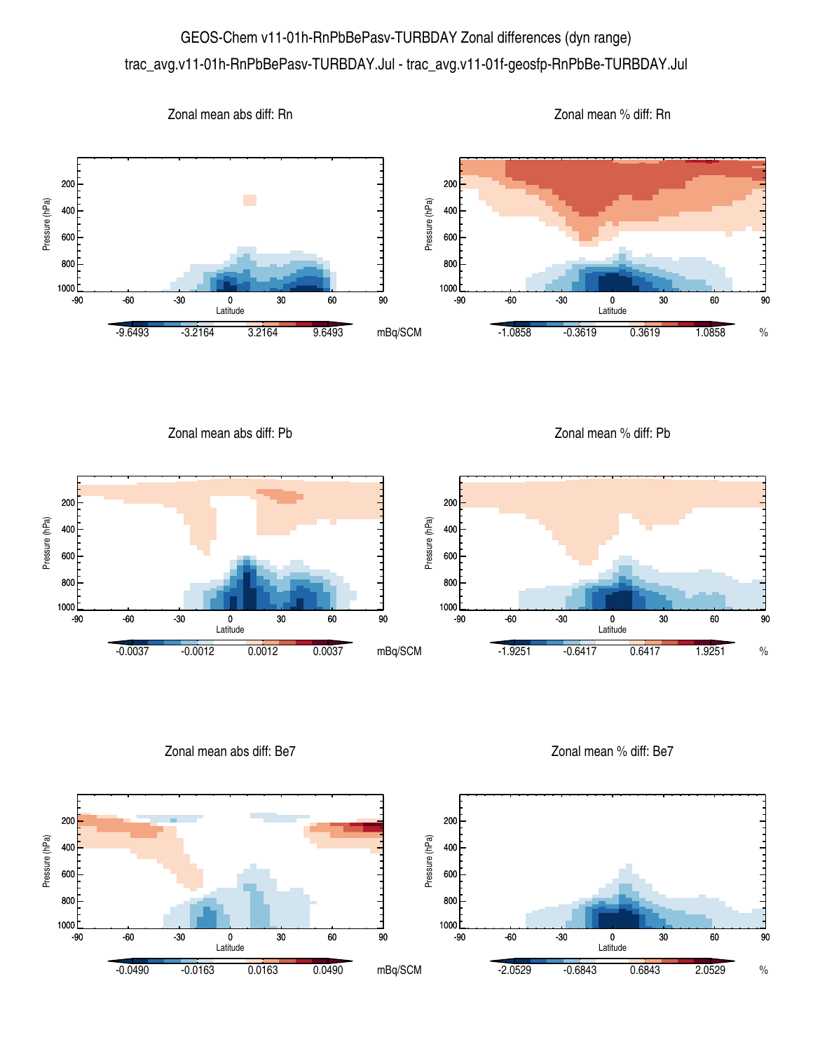GEOS-Chem v11-01h-RnPbBePasv-TURBDAY Zonal differences (dyn range)

trac_avg.v11-01h-RnPbBePasv-TURBDAY.Jul - trac_avg.v11-01f-geosfp-RnPbBe-TURBDAY.Jul

Zonal mean abs diff: Rn

Pressure (hPa) — 200, 400, 600, 800, 1000

Latitude — -90, -60, -30, 0, 30, 60, 90

-9.6493 -3.2164 3.2164 9.6493 mBq/SCM

Zonal mean % diff: Rn

Pressure (hPa) — 200, 400, 600, 800, 1000

Latitude — -90, -60, -30, 0, 30, 60, 90

-1.0858 -0.3619 0.3619 1.0858 %

Zonal mean abs diff: Pb

Pressure (hPa) — 200, 400, 600, 800, 1000

Latitude — -90, -60, -30, 0, 30, 60, 90

-0.0037 -0.0012 0.0012 0.0037 mBq/SCM

Zonal mean % diff: Pb

Pressure (hPa) — 200, 400, 600, 800, 1000

Latitude — -90, -60, -30, 0, 30, 60, 90

-1.9251 -0.6417 0.6417 1.9251 %

Zonal mean abs diff: Be7

Pressure (hPa) — 200, 400, 600, 800, 1000

Latitude — -90, -60, -30, 0, 30, 60, 90

-0.0490 -0.0163 0.0163 0.0490 mBq/SCM

Zonal mean % diff: Be7

Pressure (hPa) — 200, 400, 600, 800, 1000

Latitude — -90, -60, -30, 0, 30, 60, 90

-2.0529 -0.6843 0.6843 2.0529 %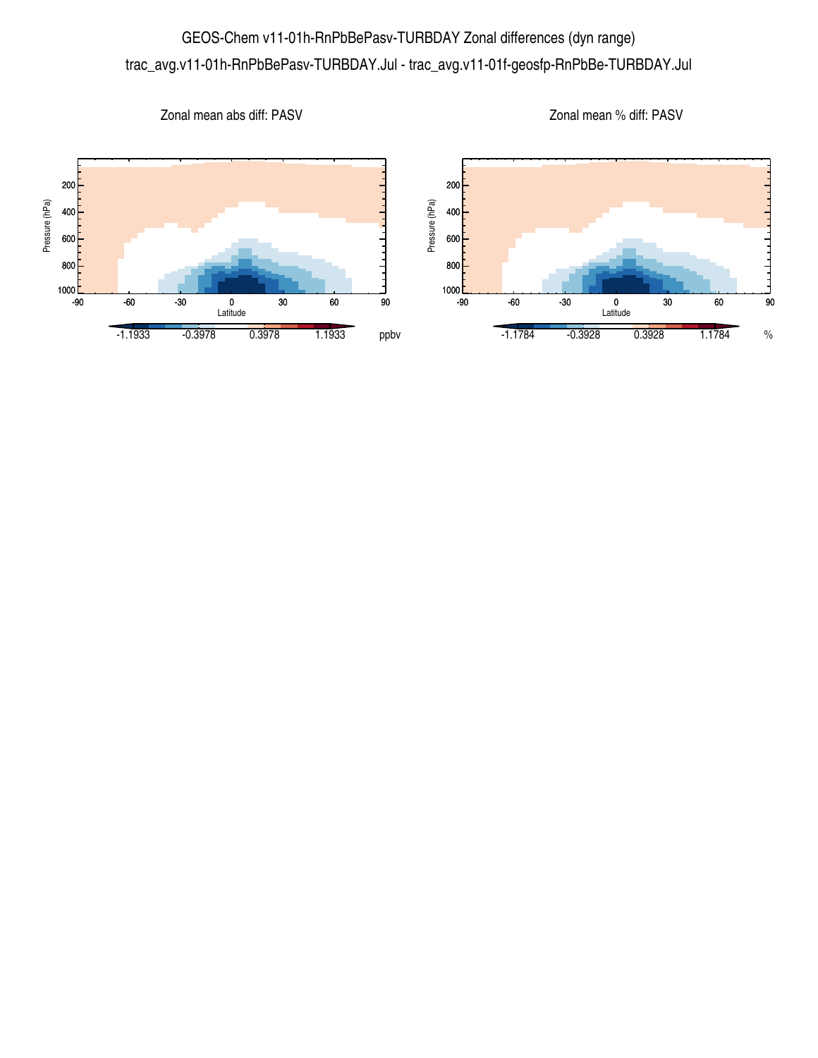GEOS-Chem v11-01h-RnPbBePasv-TURBDAY Zonal differences (dyn range)

trac_avg.v11-01h-RnPbBePasv-TURBDAY.Jul - trac_avg.v11-01f-geosfp-RnPbBe-TURBDAY.Jul

Zonal mean abs diff: PASV

Pressure (hPa)

200
400
600
800
1000

-90 -60 -30 0 30 60 90

Latitude

-1.1933 -0.3978 0.3978 1.1933 ppbv

Zonal mean % diff: PASV

Pressure (hPa)

200
400
600
800
1000

-90 -60 -30 0 30 60 90

Latitude

-1.1784 -0.3928 0.3928 1.1784 %